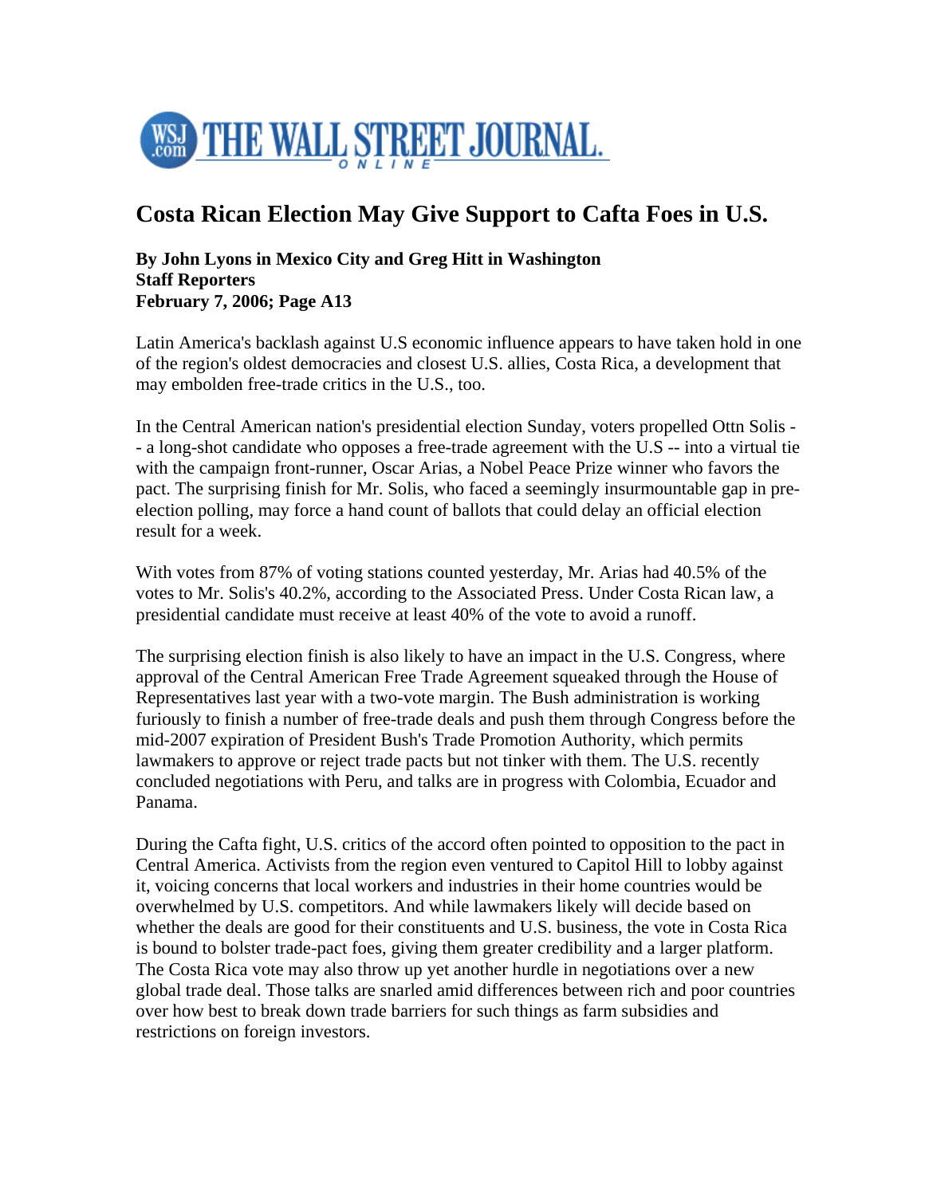# THE WALL STREET JOURNAL. ONLINE

## Costa Rican Election May Give Support to Cafta Foes in U.S.

**By John Lyons in Mexico City and Greg Hitt in Washington**
**Staff Reporters**
**February 7, 2006; Page A13**

Latin America's backlash against U.S economic influence appears to have taken hold in one of the region's oldest democracies and closest U.S. allies, Costa Rica, a development that may embolden free-trade critics in the U.S., too.

In the Central American nation's presidential election Sunday, voters propelled Ottn Solis -- a long-shot candidate who opposes a free-trade agreement with the U.S -- into a virtual tie with the campaign front-runner, Oscar Arias, a Nobel Peace Prize winner who favors the pact. The surprising finish for Mr. Solis, who faced a seemingly insurmountable gap in pre-election polling, may force a hand count of ballots that could delay an official election result for a week.

With votes from 87% of voting stations counted yesterday, Mr. Arias had 40.5% of the votes to Mr. Solis's 40.2%, according to the Associated Press. Under Costa Rican law, a presidential candidate must receive at least 40% of the vote to avoid a runoff.

The surprising election finish is also likely to have an impact in the U.S. Congress, where approval of the Central American Free Trade Agreement squeaked through the House of Representatives last year with a two-vote margin. The Bush administration is working furiously to finish a number of free-trade deals and push them through Congress before the mid-2007 expiration of President Bush's Trade Promotion Authority, which permits lawmakers to approve or reject trade pacts but not tinker with them. The U.S. recently concluded negotiations with Peru, and talks are in progress with Colombia, Ecuador and Panama.

During the Cafta fight, U.S. critics of the accord often pointed to opposition to the pact in Central America. Activists from the region even ventured to Capitol Hill to lobby against it, voicing concerns that local workers and industries in their home countries would be overwhelmed by U.S. competitors. And while lawmakers likely will decide based on whether the deals are good for their constituents and U.S. business, the vote in Costa Rica is bound to bolster trade-pact foes, giving them greater credibility and a larger platform. The Costa Rica vote may also throw up yet another hurdle in negotiations over a new global trade deal. Those talks are snarled amid differences between rich and poor countries over how best to break down trade barriers for such things as farm subsidies and restrictions on foreign investors.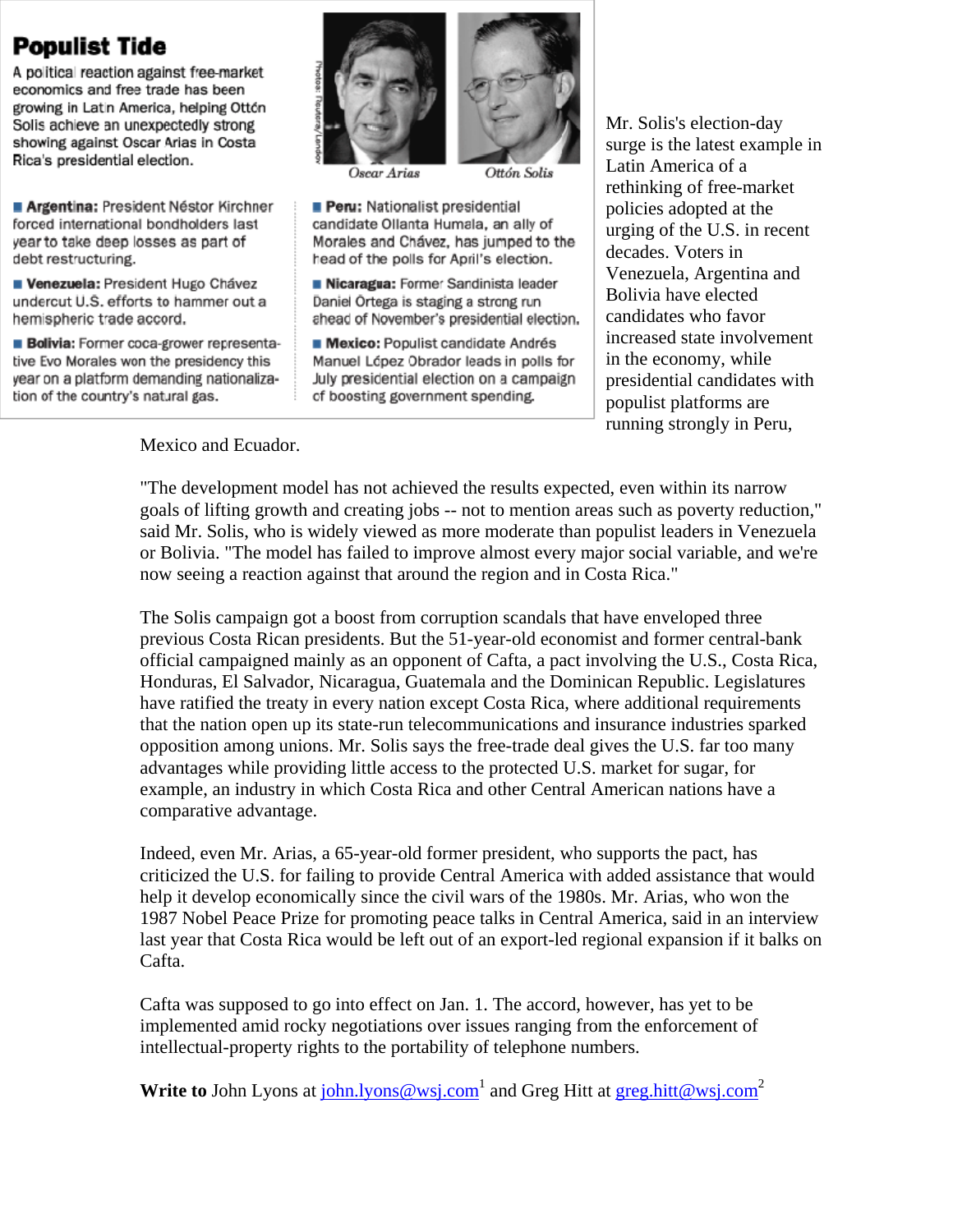## Populist Tide

A political reaction against free-market economics and free trade has been growing in Latin America, helping Ottón Solis achieve an unexpectedly strong showing against Oscar Arias in Costa Rica's presidential election.

Photos: Reuters/Landov

*Oscar Arias* *Ottón Solis*

- **Argentina:** President Néstor Kirchner forced international bondholders last year to take deep losses as part of debt restructuring.
- **Venezuela:** President Hugo Chávez undercut U.S. efforts to hammer out a hemispheric trade accord.
- **Bolivia:** Former coca-grower representative Evo Morales won the presidency this year on a platform demanding nationalization of the country's natural gas.
- **Peru:** Nationalist presidential candidate Ollanta Humala, an ally of Morales and Chávez, has jumped to the head of the polls for April's election.
- **Nicaragua:** Former Sandinista leader Daniel Ortega is staging a strong run ahead of November's presidential election.
- **Mexico:** Populist candidate Andrés Manuel López Obrador leads in polls for July presidential election on a campaign of boosting government spending.

Mr. Solis's election-day surge is the latest example in Latin America of a rethinking of free-market policies adopted at the urging of the U.S. in recent decades. Voters in Venezuela, Argentina and Bolivia have elected candidates who favor increased state involvement in the economy, while presidential candidates with populist platforms are running strongly in Peru, Mexico and Ecuador.

"The development model has not achieved the results expected, even within its narrow goals of lifting growth and creating jobs -- not to mention areas such as poverty reduction," said Mr. Solis, who is widely viewed as more moderate than populist leaders in Venezuela or Bolivia. "The model has failed to improve almost every major social variable, and we're now seeing a reaction against that around the region and in Costa Rica."

The Solis campaign got a boost from corruption scandals that have enveloped three previous Costa Rican presidents. But the 51-year-old economist and former central-bank official campaigned mainly as an opponent of Cafta, a pact involving the U.S., Costa Rica, Honduras, El Salvador, Nicaragua, Guatemala and the Dominican Republic. Legislatures have ratified the treaty in every nation except Costa Rica, where additional requirements that the nation open up its state-run telecommunications and insurance industries sparked opposition among unions. Mr. Solis says the free-trade deal gives the U.S. far too many advantages while providing little access to the protected U.S. market for sugar, for example, an industry in which Costa Rica and other Central American nations have a comparative advantage.

Indeed, even Mr. Arias, a 65-year-old former president, who supports the pact, has criticized the U.S. for failing to provide Central America with added assistance that would help it develop economically since the civil wars of the 1980s. Mr. Arias, who won the 1987 Nobel Peace Prize for promoting peace talks in Central America, said in an interview last year that Costa Rica would be left out of an export-led regional expansion if it balks on Cafta.

Cafta was supposed to go into effect on Jan. 1. The accord, however, has yet to be implemented amid rocky negotiations over issues ranging from the enforcement of intellectual-property rights to the portability of telephone numbers.

**Write to** John Lyons at john.lyons@wsj.com[1] and Greg Hitt at greg.hitt@wsj.com[2]